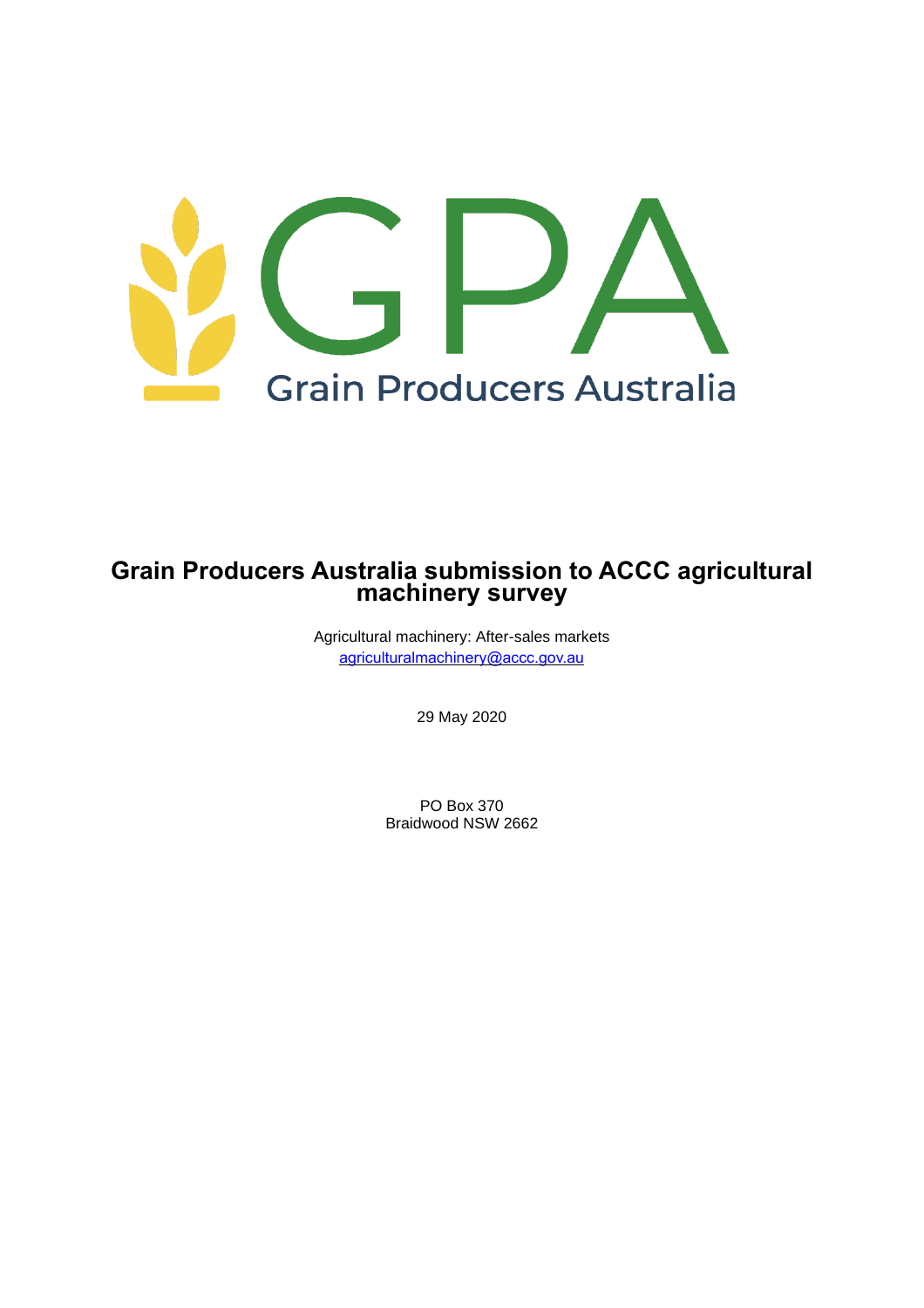GPA

Grain Producers Australia

# Grain Producers Australia submission to ACCC agricultural machinery survey

Agricultural machinery: After-sales markets
agriculturalmachinery@accc.gov.au

29 May 2020

PO Box 370
Braidwood NSW 2662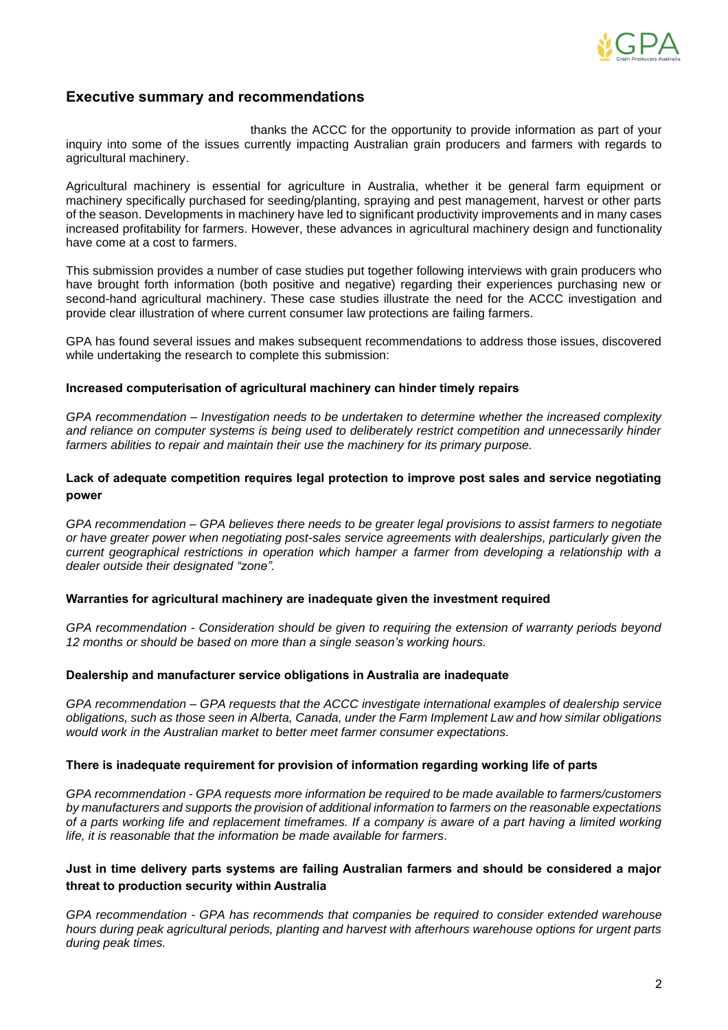## Executive summary and recommendations

thanks the ACCC for the opportunity to provide information as part of your inquiry into some of the issues currently impacting Australian grain producers and farmers with regards to agricultural machinery.

Agricultural machinery is essential for agriculture in Australia, whether it be general farm equipment or machinery specifically purchased for seeding/planting, spraying and pest management, harvest or other parts of the season. Developments in machinery have led to significant productivity improvements and in many cases increased profitability for farmers. However, these advances in agricultural machinery design and functionality have come at a cost to farmers.

This submission provides a number of case studies put together following interviews with grain producers who have brought forth information (both positive and negative) regarding their experiences purchasing new or second-hand agricultural machinery. These case studies illustrate the need for the ACCC investigation and provide clear illustration of where current consumer law protections are failing farmers.

GPA has found several issues and makes subsequent recommendations to address those issues, discovered while undertaking the research to complete this submission:

**Increased computerisation of agricultural machinery can hinder timely repairs**

*GPA recommendation – Investigation needs to be undertaken to determine whether the increased complexity and reliance on computer systems is being used to deliberately restrict competition and unnecessarily hinder farmers abilities to repair and maintain their use the machinery for its primary purpose.*

**Lack of adequate competition requires legal protection to improve post sales and service negotiating power**

*GPA recommendation – GPA believes there needs to be greater legal provisions to assist farmers to negotiate or have greater power when negotiating post-sales service agreements with dealerships, particularly given the current geographical restrictions in operation which hamper a farmer from developing a relationship with a dealer outside their designated "zone".*

**Warranties for agricultural machinery are inadequate given the investment required**

*GPA recommendation - Consideration should be given to requiring the extension of warranty periods beyond 12 months or should be based on more than a single season's working hours.*

**Dealership and manufacturer service obligations in Australia are inadequate**

*GPA recommendation – GPA requests that the ACCC investigate international examples of dealership service obligations, such as those seen in Alberta, Canada, under the Farm Implement Law and how similar obligations would work in the Australian market to better meet farmer consumer expectations.*

**There is inadequate requirement for provision of information regarding working life of parts**

*GPA recommendation - GPA requests more information be required to be made available to farmers/customers by manufacturers and supports the provision of additional information to farmers on the reasonable expectations of a parts working life and replacement timeframes. If a company is aware of a part having a limited working life, it is reasonable that the information be made available for farmers.*

**Just in time delivery parts systems are failing Australian farmers and should be considered a major threat to production security within Australia**

*GPA recommendation - GPA has recommends that companies be required to consider extended warehouse hours during peak agricultural periods, planting and harvest with afterhours warehouse options for urgent parts during peak times.*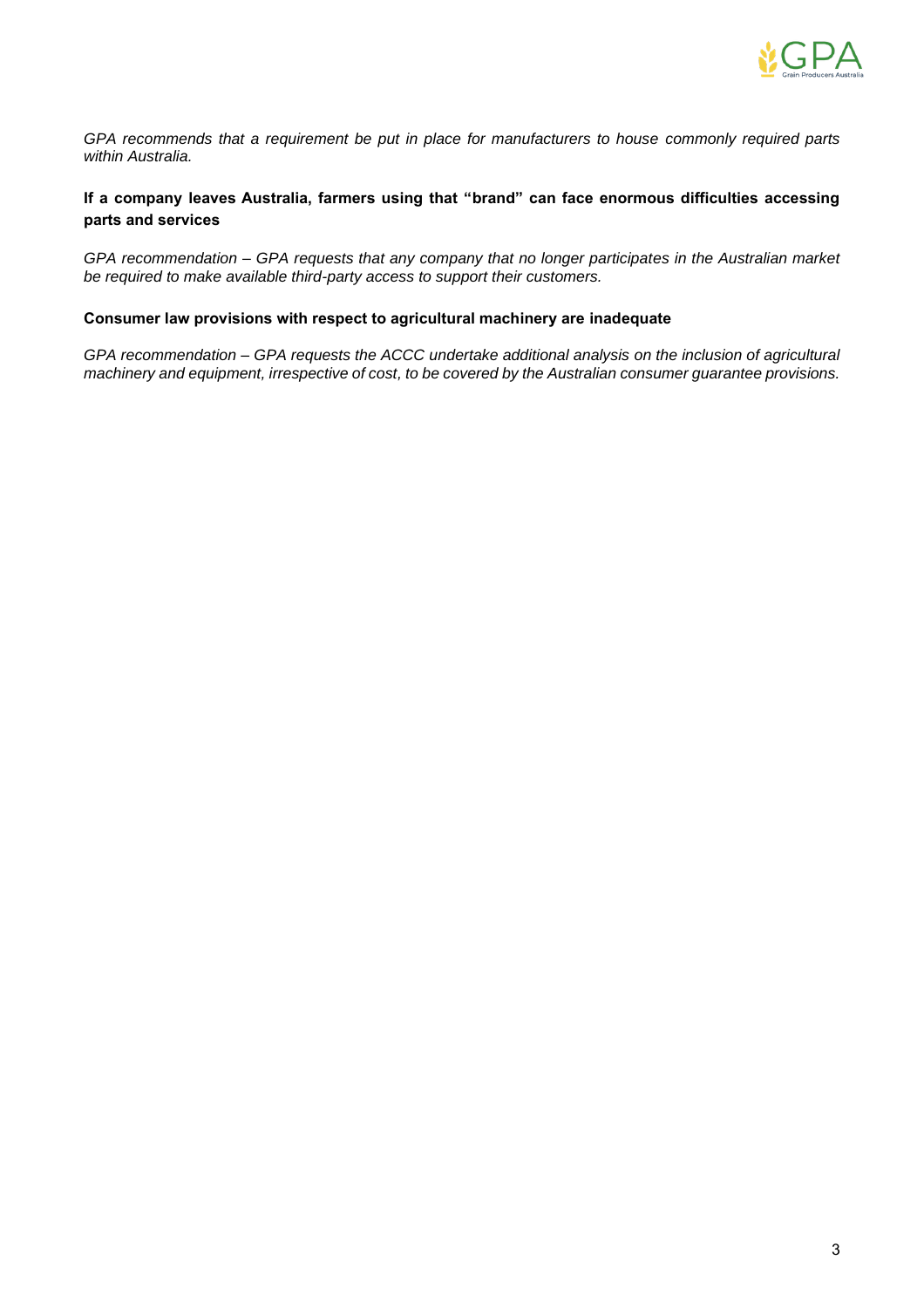*GPA recommends that a requirement be put in place for manufacturers to house commonly required parts within Australia.*

**If a company leaves Australia, farmers using that "brand" can face enormous difficulties accessing parts and services**

*GPA recommendation – GPA requests that any company that no longer participates in the Australian market be required to make available third-party access to support their customers.*

**Consumer law provisions with respect to agricultural machinery are inadequate**

*GPA recommendation – GPA requests the ACCC undertake additional analysis on the inclusion of agricultural machinery and equipment, irrespective of cost, to be covered by the Australian consumer guarantee provisions.*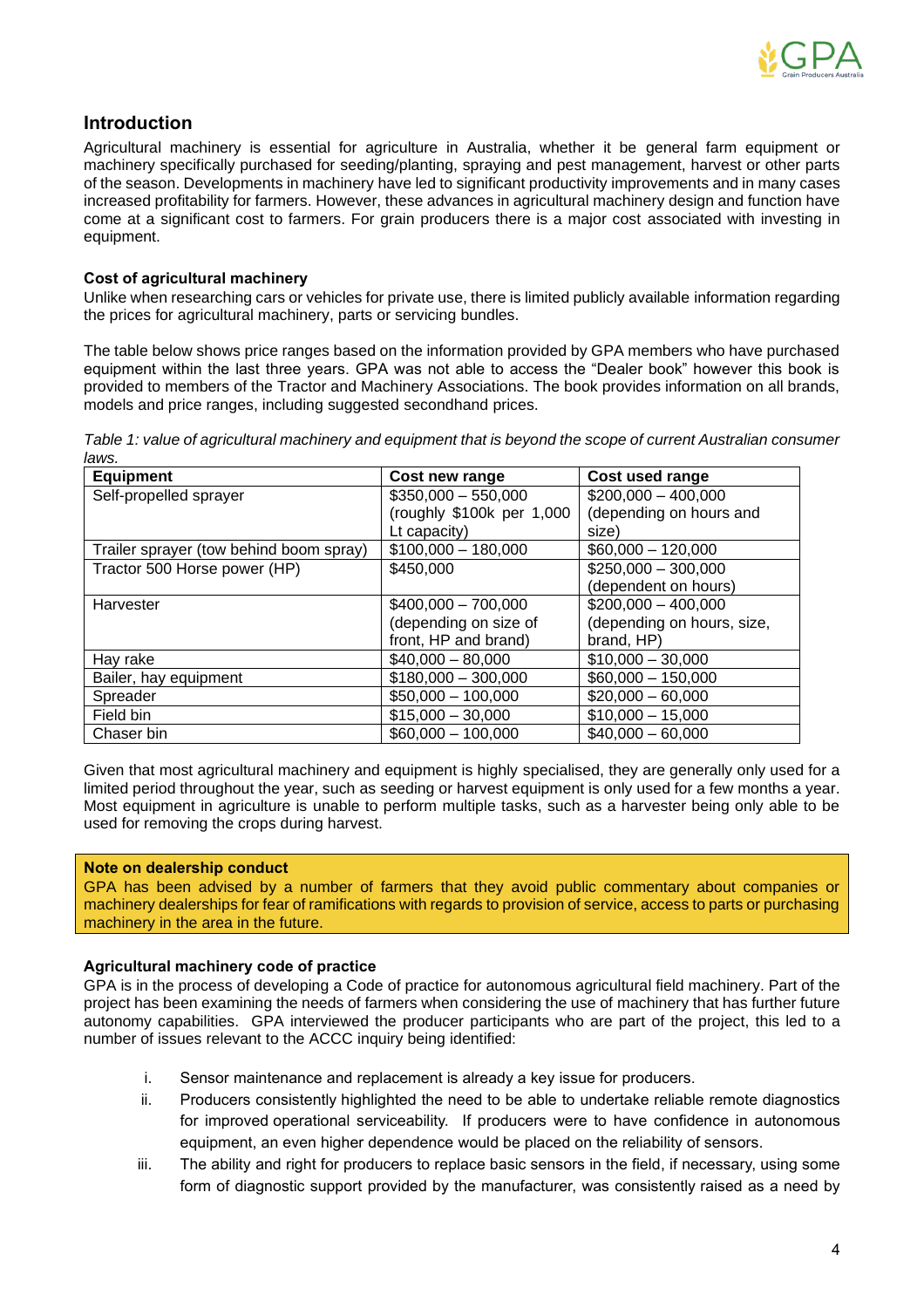## Introduction

Agricultural machinery is essential for agriculture in Australia, whether it be general farm equipment or machinery specifically purchased for seeding/planting, spraying and pest management, harvest or other parts of the season. Developments in machinery have led to significant productivity improvements and in many cases increased profitability for farmers. However, these advances in agricultural machinery design and function have come at a significant cost to farmers. For grain producers there is a major cost associated with investing in equipment.

### Cost of agricultural machinery

Unlike when researching cars or vehicles for private use, there is limited publicly available information regarding the prices for agricultural machinery, parts or servicing bundles.

The table below shows price ranges based on the information provided by GPA members who have purchased equipment within the last three years. GPA was not able to access the "Dealer book" however this book is provided to members of the Tractor and Machinery Associations. The book provides information on all brands, models and price ranges, including suggested secondhand prices.

*Table 1: value of agricultural machinery and equipment that is beyond the scope of current Australian consumer laws.*

| Equipment | Cost new range | Cost used range |
|---|---|---|
| Self-propelled sprayer | $350,000 – 550,000 (roughly $100k per 1,000 Lt capacity) | $200,000 – 400,000 (depending on hours and size) |
| Trailer sprayer (tow behind boom spray) | $100,000 – 180,000 | $60,000 – 120,000 |
| Tractor 500 Horse power (HP) | $450,000 | $250,000 – 300,000 (dependent on hours) |
| Harvester | $400,000 – 700,000 (depending on size of front, HP and brand) | $200,000 – 400,000 (depending on hours, size, brand, HP) |
| Hay rake | $40,000 – 80,000 | $10,000 – 30,000 |
| Bailer, hay equipment | $180,000 – 300,000 | $60,000 – 150,000 |
| Spreader | $50,000 – 100,000 | $20,000 – 60,000 |
| Field bin | $15,000 – 30,000 | $10,000 – 15,000 |
| Chaser bin | $60,000 – 100,000 | $40,000 – 60,000 |

Given that most agricultural machinery and equipment is highly specialised, they are generally only used for a limited period throughout the year, such as seeding or harvest equipment is only used for a few months a year. Most equipment in agriculture is unable to perform multiple tasks, such as a harvester being only able to be used for removing the crops during harvest.

> **Note on dealership conduct**
> GPA has been advised by a number of farmers that they avoid public commentary about companies or machinery dealerships for fear of ramifications with regards to provision of service, access to parts or purchasing machinery in the area in the future.

### Agricultural machinery code of practice

GPA is in the process of developing a Code of practice for autonomous agricultural field machinery. Part of the project has been examining the needs of farmers when considering the use of machinery that has further future autonomy capabilities. GPA interviewed the producer participants who are part of the project, this led to a number of issues relevant to the ACCC inquiry being identified:

i. Sensor maintenance and replacement is already a key issue for producers.

ii. Producers consistently highlighted the need to be able to undertake reliable remote diagnostics for improved operational serviceability. If producers were to have confidence in autonomous equipment, an even higher dependence would be placed on the reliability of sensors.

iii. The ability and right for producers to replace basic sensors in the field, if necessary, using some form of diagnostic support provided by the manufacturer, was consistently raised as a need by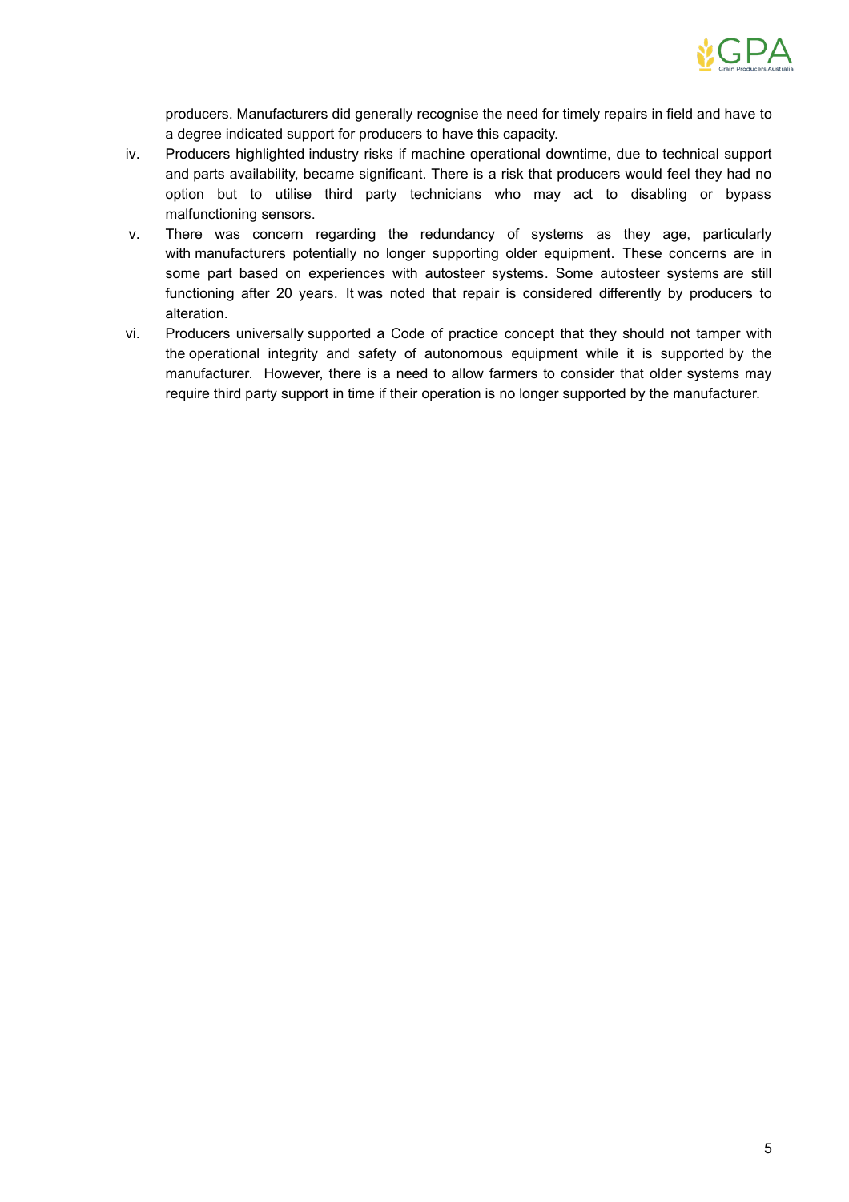producers. Manufacturers did generally recognise the need for timely repairs in field and have to a degree indicated support for producers to have this capacity.

iv. Producers highlighted industry risks if machine operational downtime, due to technical support and parts availability, became significant. There is a risk that producers would feel they had no option but to utilise third party technicians who may act to disabling or bypass malfunctioning sensors.

v. There was concern regarding the redundancy of systems as they age, particularly with manufacturers potentially no longer supporting older equipment. These concerns are in some part based on experiences with autosteer systems. Some autosteer systems are still functioning after 20 years. It was noted that repair is considered differently by producers to alteration.

vi. Producers universally supported a Code of practice concept that they should not tamper with the operational integrity and safety of autonomous equipment while it is supported by the manufacturer. However, there is a need to allow farmers to consider that older systems may require third party support in time if their operation is no longer supported by the manufacturer.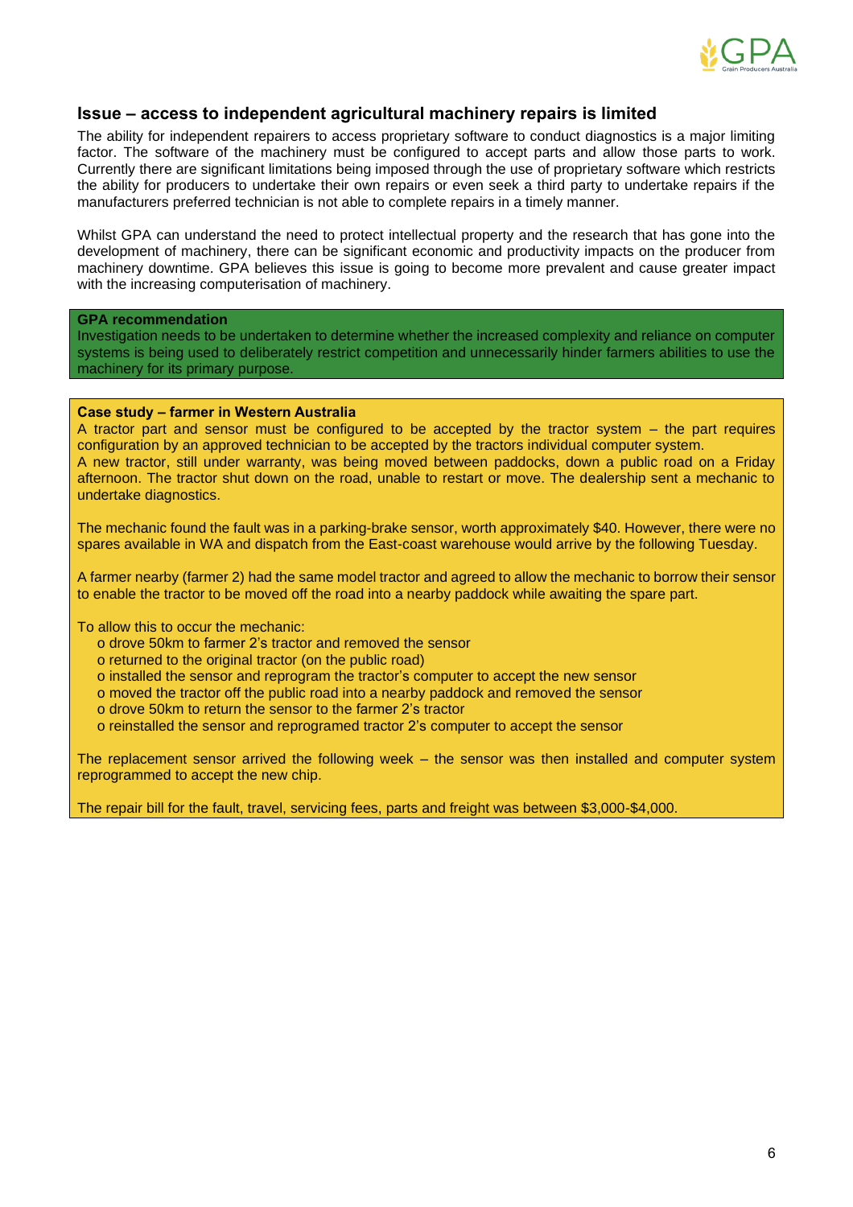## Issue – access to independent agricultural machinery repairs is limited

The ability for independent repairers to access proprietary software to conduct diagnostics is a major limiting factor. The software of the machinery must be configured to accept parts and allow those parts to work. Currently there are significant limitations being imposed through the use of proprietary software which restricts the ability for producers to undertake their own repairs or even seek a third party to undertake repairs if the manufacturers preferred technician is not able to complete repairs in a timely manner.

Whilst GPA can understand the need to protect intellectual property and the research that has gone into the development of machinery, there can be significant economic and productivity impacts on the producer from machinery downtime. GPA believes this issue is going to become more prevalent and cause greater impact with the increasing computerisation of machinery.

**GPA recommendation**

Investigation needs to be undertaken to determine whether the increased complexity and reliance on computer systems is being used to deliberately restrict competition and unnecessarily hinder farmers abilities to use the machinery for its primary purpose.

**Case study – farmer in Western Australia**

A tractor part and sensor must be configured to be accepted by the tractor system – the part requires configuration by an approved technician to be accepted by the tractors individual computer system.
A new tractor, still under warranty, was being moved between paddocks, down a public road on a Friday afternoon. The tractor shut down on the road, unable to restart or move. The dealership sent a mechanic to undertake diagnostics.

The mechanic found the fault was in a parking-brake sensor, worth approximately $40. However, there were no spares available in WA and dispatch from the East-coast warehouse would arrive by the following Tuesday.

A farmer nearby (farmer 2) had the same model tractor and agreed to allow the mechanic to borrow their sensor to enable the tractor to be moved off the road into a nearby paddock while awaiting the spare part.

To allow this to occur the mechanic:

- drove 50km to farmer 2's tractor and removed the sensor
- returned to the original tractor (on the public road)
- installed the sensor and reprogram the tractor's computer to accept the new sensor
- moved the tractor off the public road into a nearby paddock and removed the sensor
- drove 50km to return the sensor to the farmer 2's tractor
- reinstalled the sensor and reprogramed tractor 2's computer to accept the sensor

The replacement sensor arrived the following week – the sensor was then installed and computer system reprogrammed to accept the new chip.

The repair bill for the fault, travel, servicing fees, parts and freight was between $3,000-$4,000.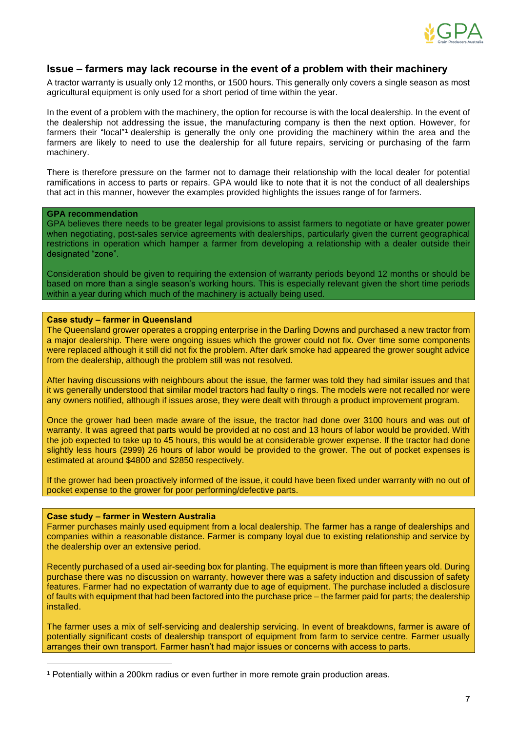## Issue – farmers may lack recourse in the event of a problem with their machinery

A tractor warranty is usually only 12 months, or 1500 hours. This generally only covers a single season as most agricultural equipment is only used for a short period of time within the year.

In the event of a problem with the machinery, the option for recourse is with the local dealership. In the event of the dealership not addressing the issue, the manufacturing company is then the next option. However, for farmers their "local"[1] dealership is generally the only one providing the machinery within the area and the farmers are likely to need to use the dealership for all future repairs, servicing or purchasing of the farm machinery.

There is therefore pressure on the farmer not to damage their relationship with the local dealer for potential ramifications in access to parts or repairs. GPA would like to note that it is not the conduct of all dealerships that act in this manner, however the examples provided highlights the issues range of for farmers.

**GPA recommendation**

GPA believes there needs to be greater legal provisions to assist farmers to negotiate or have greater power when negotiating, post-sales service agreements with dealerships, particularly given the current geographical restrictions in operation which hamper a farmer from developing a relationship with a dealer outside their designated "zone".

Consideration should be given to requiring the extension of warranty periods beyond 12 months or should be based on more than a single season's working hours. This is especially relevant given the short time periods within a year during which much of the machinery is actually being used.

**Case study – farmer in Queensland**

The Queensland grower operates a cropping enterprise in the Darling Downs and purchased a new tractor from a major dealership. There were ongoing issues which the grower could not fix. Over time some components were replaced although it still did not fix the problem. After dark smoke had appeared the grower sought advice from the dealership, although the problem still was not resolved.

After having discussions with neighbours about the issue, the farmer was told they had similar issues and that it ws generally understood that similar model tractors had faulty o rings. The models were not recalled nor were any owners notified, although if issues arose, they were dealt with through a product improvement program.

Once the grower had been made aware of the issue, the tractor had done over 3100 hours and was out of warranty. It was agreed that parts would be provided at no cost and 13 hours of labor would be provided. With the job expected to take up to 45 hours, this would be at considerable grower expense. If the tractor had done slightly less hours (2999) 26 hours of labor would be provided to the grower. The out of pocket expenses is estimated at around $4800 and $2850 respectively.

If the grower had been proactively informed of the issue, it could have been fixed under warranty with no out of pocket expense to the grower for poor performing/defective parts.

**Case study – farmer in Western Australia**

Farmer purchases mainly used equipment from a local dealership. The farmer has a range of dealerships and companies within a reasonable distance. Farmer is company loyal due to existing relationship and service by the dealership over an extensive period.

Recently purchased of a used air-seeding box for planting. The equipment is more than fifteen years old. During purchase there was no discussion on warranty, however there was a safety induction and discussion of safety features. Farmer had no expectation of warranty due to age of equipment. The purchase included a disclosure of faults with equipment that had been factored into the purchase price – the farmer paid for parts; the dealership installed.

The farmer uses a mix of self-servicing and dealership servicing. In event of breakdowns, farmer is aware of potentially significant costs of dealership transport of equipment from farm to service centre. Farmer usually arranges their own transport. Farmer hasn't had major issues or concerns with access to parts.

---

[1] Potentially within a 200km radius or even further in more remote grain production areas.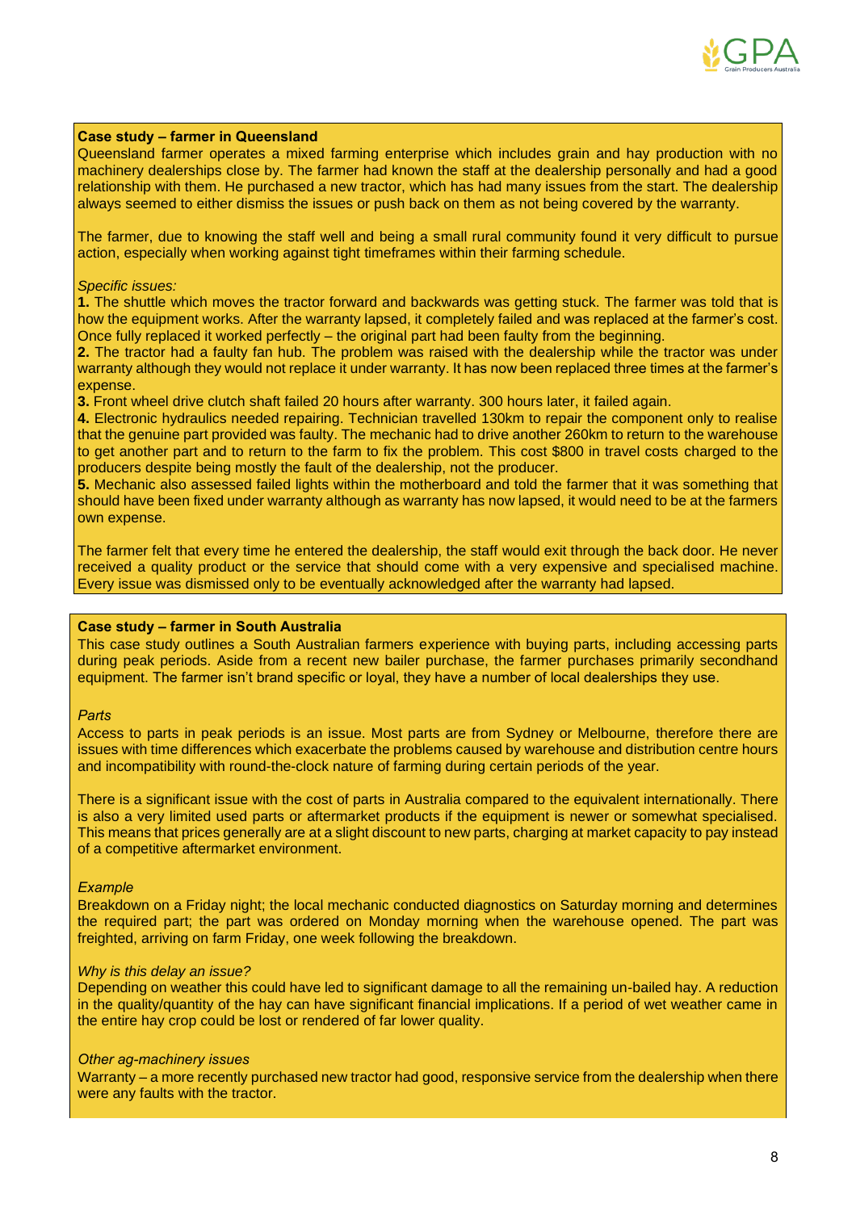**Case study – farmer in Queensland**

Queensland farmer operates a mixed farming enterprise which includes grain and hay production with no machinery dealerships close by. The farmer had known the staff at the dealership personally and had a good relationship with them. He purchased a new tractor, which has had many issues from the start. The dealership always seemed to either dismiss the issues or push back on them as not being covered by the warranty.

The farmer, due to knowing the staff well and being a small rural community found it very difficult to pursue action, especially when working against tight timeframes within their farming schedule.

*Specific issues:*

**1.** The shuttle which moves the tractor forward and backwards was getting stuck. The farmer was told that is how the equipment works. After the warranty lapsed, it completely failed and was replaced at the farmer's cost. Once fully replaced it worked perfectly – the original part had been faulty from the beginning.

**2.** The tractor had a faulty fan hub. The problem was raised with the dealership while the tractor was under warranty although they would not replace it under warranty. It has now been replaced three times at the farmer's expense.

**3.** Front wheel drive clutch shaft failed 20 hours after warranty. 300 hours later, it failed again.

**4.** Electronic hydraulics needed repairing. Technician travelled 130km to repair the component only to realise that the genuine part provided was faulty. The mechanic had to drive another 260km to return to the warehouse to get another part and to return to the farm to fix the problem. This cost $800 in travel costs charged to the producers despite being mostly the fault of the dealership, not the producer.

**5.** Mechanic also assessed failed lights within the motherboard and told the farmer that it was something that should have been fixed under warranty although as warranty has now lapsed, it would need to be at the farmers own expense.

The farmer felt that every time he entered the dealership, the staff would exit through the back door. He never received a quality product or the service that should come with a very expensive and specialised machine. Every issue was dismissed only to be eventually acknowledged after the warranty had lapsed.

**Case study – farmer in South Australia**

This case study outlines a South Australian farmers experience with buying parts, including accessing parts during peak periods. Aside from a recent new bailer purchase, the farmer purchases primarily secondhand equipment. The farmer isn't brand specific or loyal, they have a number of local dealerships they use.

*Parts*

Access to parts in peak periods is an issue. Most parts are from Sydney or Melbourne, therefore there are issues with time differences which exacerbate the problems caused by warehouse and distribution centre hours and incompatibility with round-the-clock nature of farming during certain periods of the year.

There is a significant issue with the cost of parts in Australia compared to the equivalent internationally. There is also a very limited used parts or aftermarket products if the equipment is newer or somewhat specialised. This means that prices generally are at a slight discount to new parts, charging at market capacity to pay instead of a competitive aftermarket environment.

*Example*

Breakdown on a Friday night; the local mechanic conducted diagnostics on Saturday morning and determines the required part; the part was ordered on Monday morning when the warehouse opened. The part was freighted, arriving on farm Friday, one week following the breakdown.

*Why is this delay an issue?*

Depending on weather this could have led to significant damage to all the remaining un-bailed hay. A reduction in the quality/quantity of the hay can have significant financial implications. If a period of wet weather came in the entire hay crop could be lost or rendered of far lower quality.

*Other ag-machinery issues*

Warranty – a more recently purchased new tractor had good, responsive service from the dealership when there were any faults with the tractor.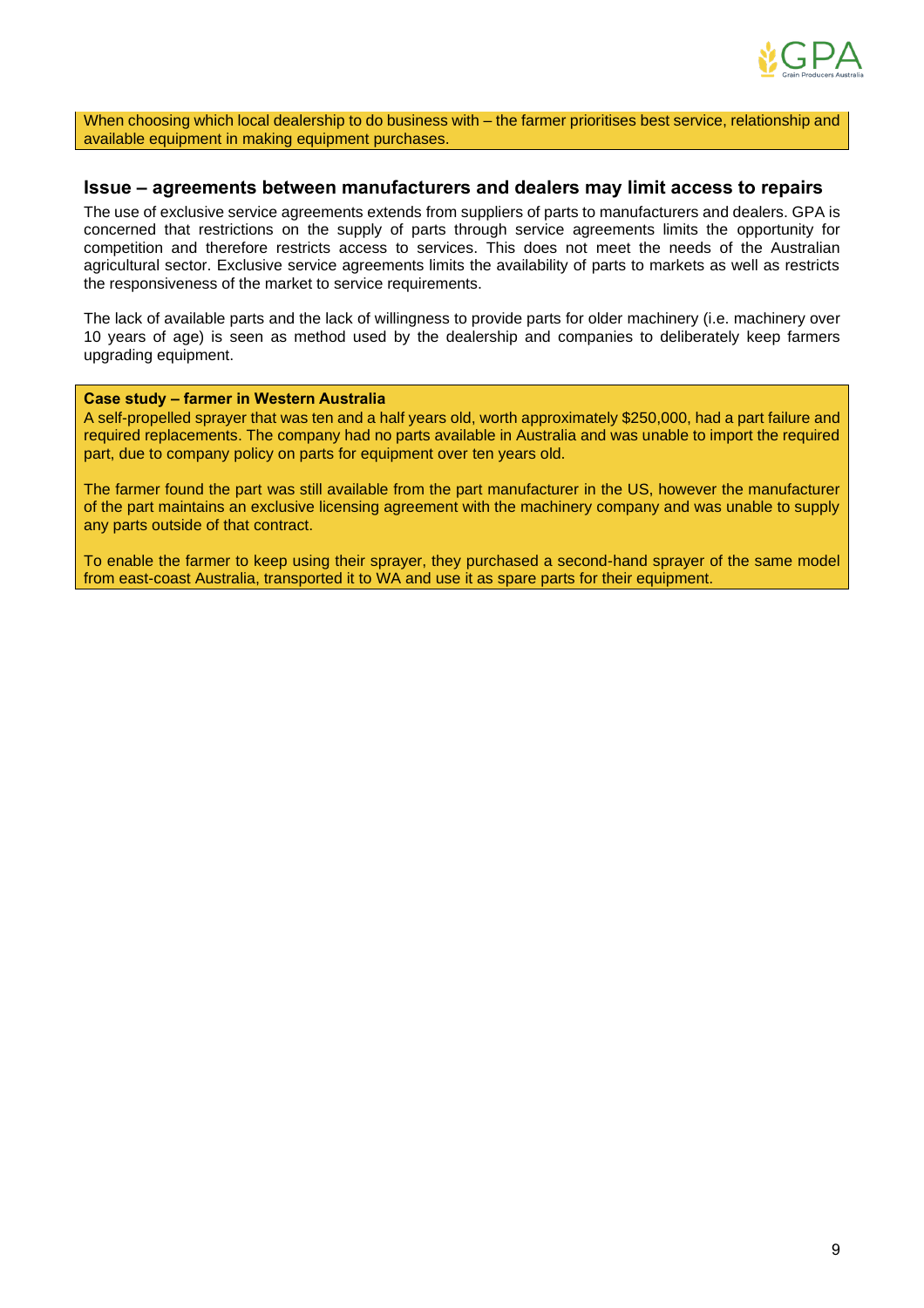When choosing which local dealership to do business with – the farmer prioritises best service, relationship and available equipment in making equipment purchases.

## Issue – agreements between manufacturers and dealers may limit access to repairs

The use of exclusive service agreements extends from suppliers of parts to manufacturers and dealers. GPA is concerned that restrictions on the supply of parts through service agreements limits the opportunity for competition and therefore restricts access to services. This does not meet the needs of the Australian agricultural sector. Exclusive service agreements limits the availability of parts to markets as well as restricts the responsiveness of the market to service requirements.

The lack of available parts and the lack of willingness to provide parts for older machinery (i.e. machinery over 10 years of age) is seen as method used by the dealership and companies to deliberately keep farmers upgrading equipment.

**Case study – farmer in Western Australia**

A self-propelled sprayer that was ten and a half years old, worth approximately $250,000, had a part failure and required replacements. The company had no parts available in Australia and was unable to import the required part, due to company policy on parts for equipment over ten years old.

The farmer found the part was still available from the part manufacturer in the US, however the manufacturer of the part maintains an exclusive licensing agreement with the machinery company and was unable to supply any parts outside of that contract.

To enable the farmer to keep using their sprayer, they purchased a second-hand sprayer of the same model from east-coast Australia, transported it to WA and use it as spare parts for their equipment.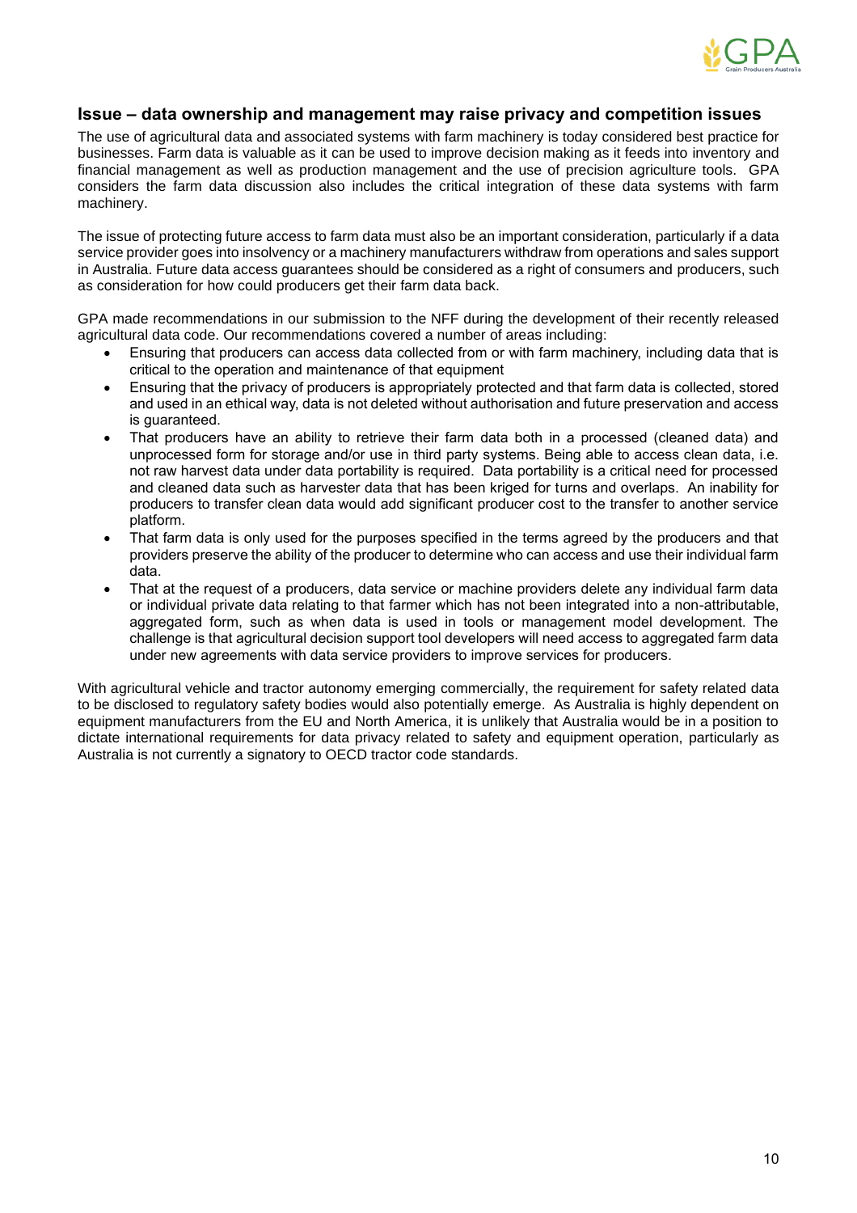## Issue – data ownership and management may raise privacy and competition issues

The use of agricultural data and associated systems with farm machinery is today considered best practice for businesses. Farm data is valuable as it can be used to improve decision making as it feeds into inventory and financial management as well as production management and the use of precision agriculture tools. GPA considers the farm data discussion also includes the critical integration of these data systems with farm machinery.

The issue of protecting future access to farm data must also be an important consideration, particularly if a data service provider goes into insolvency or a machinery manufacturers withdraw from operations and sales support in Australia. Future data access guarantees should be considered as a right of consumers and producers, such as consideration for how could producers get their farm data back.

GPA made recommendations in our submission to the NFF during the development of their recently released agricultural data code. Our recommendations covered a number of areas including:

- Ensuring that producers can access data collected from or with farm machinery, including data that is critical to the operation and maintenance of that equipment
- Ensuring that the privacy of producers is appropriately protected and that farm data is collected, stored and used in an ethical way, data is not deleted without authorisation and future preservation and access is guaranteed.
- That producers have an ability to retrieve their farm data both in a processed (cleaned data) and unprocessed form for storage and/or use in third party systems. Being able to access clean data, i.e. not raw harvest data under data portability is required. Data portability is a critical need for processed and cleaned data such as harvester data that has been kriged for turns and overlaps. An inability for producers to transfer clean data would add significant producer cost to the transfer to another service platform.
- That farm data is only used for the purposes specified in the terms agreed by the producers and that providers preserve the ability of the producer to determine who can access and use their individual farm data.
- That at the request of a producers, data service or machine providers delete any individual farm data or individual private data relating to that farmer which has not been integrated into a non-attributable, aggregated form, such as when data is used in tools or management model development. The challenge is that agricultural decision support tool developers will need access to aggregated farm data under new agreements with data service providers to improve services for producers.

With agricultural vehicle and tractor autonomy emerging commercially, the requirement for safety related data to be disclosed to regulatory safety bodies would also potentially emerge. As Australia is highly dependent on equipment manufacturers from the EU and North America, it is unlikely that Australia would be in a position to dictate international requirements for data privacy related to safety and equipment operation, particularly as Australia is not currently a signatory to OECD tractor code standards.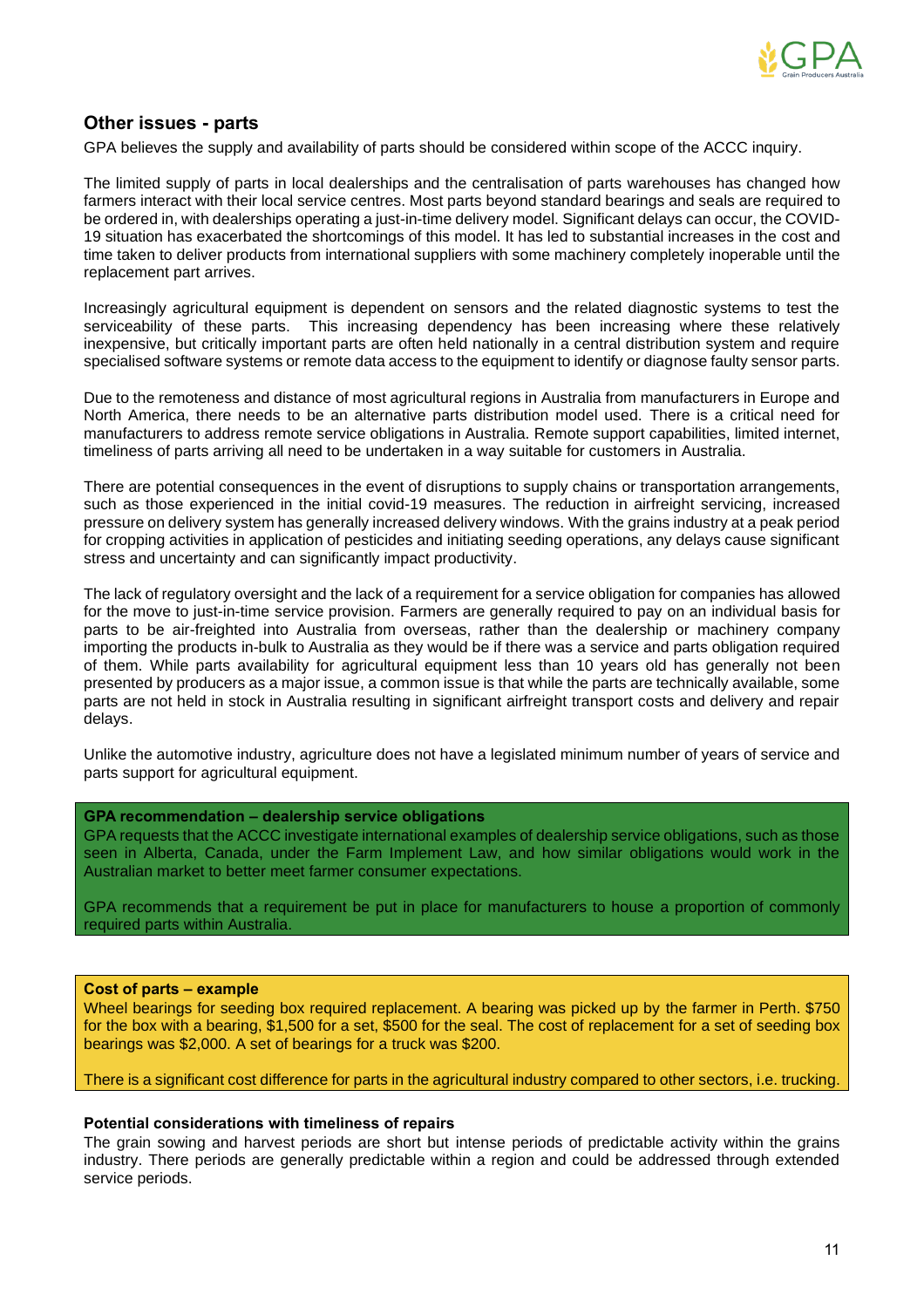## Other issues - parts

GPA believes the supply and availability of parts should be considered within scope of the ACCC inquiry.

The limited supply of parts in local dealerships and the centralisation of parts warehouses has changed how farmers interact with their local service centres. Most parts beyond standard bearings and seals are required to be ordered in, with dealerships operating a just-in-time delivery model. Significant delays can occur, the COVID-19 situation has exacerbated the shortcomings of this model. It has led to substantial increases in the cost and time taken to deliver products from international suppliers with some machinery completely inoperable until the replacement part arrives.

Increasingly agricultural equipment is dependent on sensors and the related diagnostic systems to test the serviceability of these parts. This increasing dependency has been increasing where these relatively inexpensive, but critically important parts are often held nationally in a central distribution system and require specialised software systems or remote data access to the equipment to identify or diagnose faulty sensor parts.

Due to the remoteness and distance of most agricultural regions in Australia from manufacturers in Europe and North America, there needs to be an alternative parts distribution model used. There is a critical need for manufacturers to address remote service obligations in Australia. Remote support capabilities, limited internet, timeliness of parts arriving all need to be undertaken in a way suitable for customers in Australia.

There are potential consequences in the event of disruptions to supply chains or transportation arrangements, such as those experienced in the initial covid-19 measures. The reduction in airfreight servicing, increased pressure on delivery system has generally increased delivery windows. With the grains industry at a peak period for cropping activities in application of pesticides and initiating seeding operations, any delays cause significant stress and uncertainty and can significantly impact productivity.

The lack of regulatory oversight and the lack of a requirement for a service obligation for companies has allowed for the move to just-in-time service provision. Farmers are generally required to pay on an individual basis for parts to be air-freighted into Australia from overseas, rather than the dealership or machinery company importing the products in-bulk to Australia as they would be if there was a service and parts obligation required of them. While parts availability for agricultural equipment less than 10 years old has generally not been presented by producers as a major issue, a common issue is that while the parts are technically available, some parts are not held in stock in Australia resulting in significant airfreight transport costs and delivery and repair delays.

Unlike the automotive industry, agriculture does not have a legislated minimum number of years of service and parts support for agricultural equipment.

**GPA recommendation – dealership service obligations**

GPA requests that the ACCC investigate international examples of dealership service obligations, such as those seen in Alberta, Canada, under the Farm Implement Law, and how similar obligations would work in the Australian market to better meet farmer consumer expectations.

GPA recommends that a requirement be put in place for manufacturers to house a proportion of commonly required parts within Australia.

**Cost of parts – example**

Wheel bearings for seeding box required replacement. A bearing was picked up by the farmer in Perth. $750 for the box with a bearing, $1,500 for a set, $500 for the seal. The cost of replacement for a set of seeding box bearings was $2,000. A set of bearings for a truck was $200.

There is a significant cost difference for parts in the agricultural industry compared to other sectors, i.e. trucking.

**Potential considerations with timeliness of repairs**

The grain sowing and harvest periods are short but intense periods of predictable activity within the grains industry. There periods are generally predictable within a region and could be addressed through extended service periods.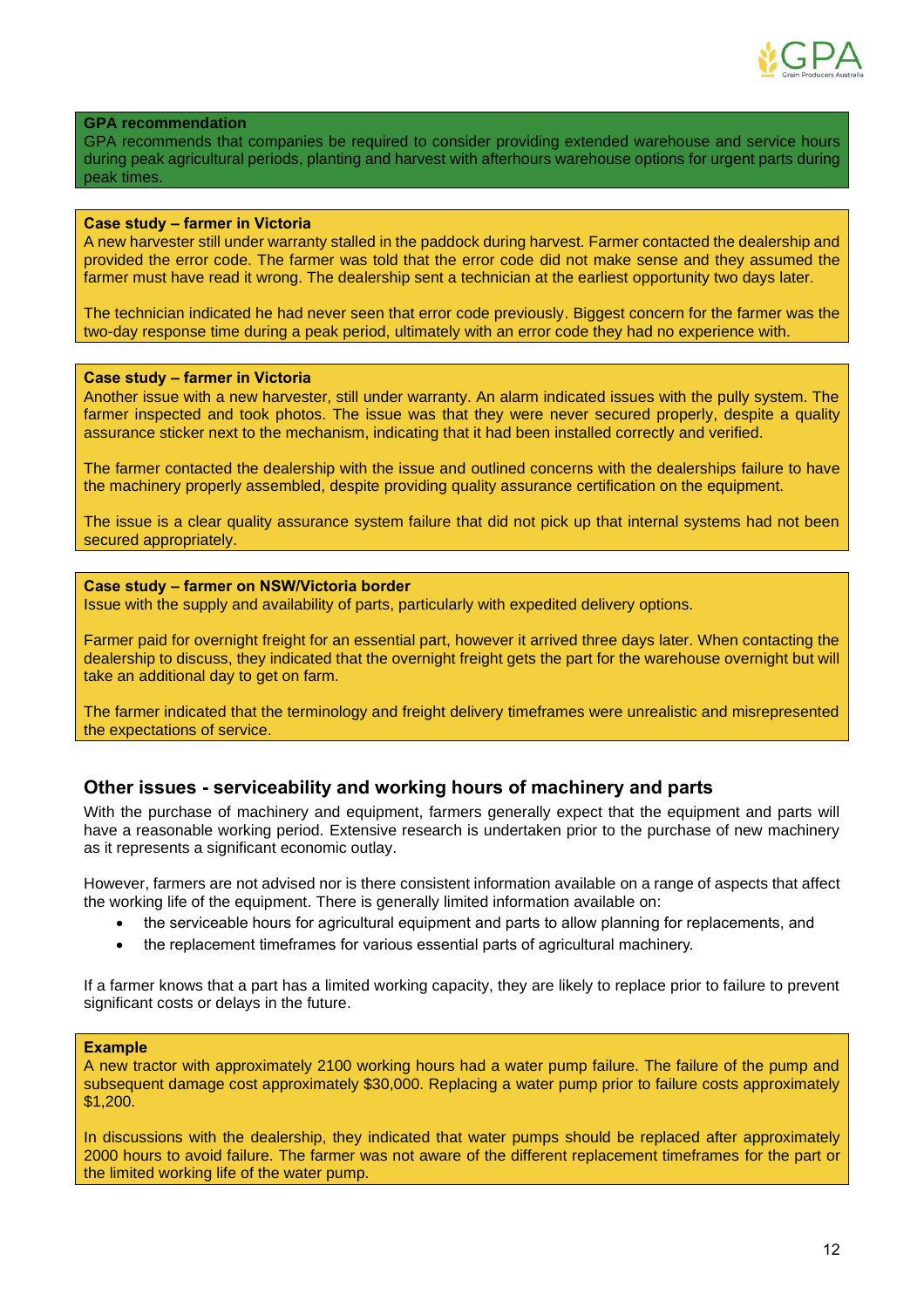**GPA recommendation**

GPA recommends that companies be required to consider providing extended warehouse and service hours during peak agricultural periods, planting and harvest with afterhours warehouse options for urgent parts during peak times.

**Case study – farmer in Victoria**

A new harvester still under warranty stalled in the paddock during harvest. Farmer contacted the dealership and provided the error code. The farmer was told that the error code did not make sense and they assumed the farmer must have read it wrong. The dealership sent a technician at the earliest opportunity two days later.

The technician indicated he had never seen that error code previously. Biggest concern for the farmer was the two-day response time during a peak period, ultimately with an error code they had no experience with.

**Case study – farmer in Victoria**

Another issue with a new harvester, still under warranty. An alarm indicated issues with the pully system. The farmer inspected and took photos. The issue was that they were never secured properly, despite a quality assurance sticker next to the mechanism, indicating that it had been installed correctly and verified.

The farmer contacted the dealership with the issue and outlined concerns with the dealerships failure to have the machinery properly assembled, despite providing quality assurance certification on the equipment.

The issue is a clear quality assurance system failure that did not pick up that internal systems had not been secured appropriately.

**Case study – farmer on NSW/Victoria border**

Issue with the supply and availability of parts, particularly with expedited delivery options.

Farmer paid for overnight freight for an essential part, however it arrived three days later. When contacting the dealership to discuss, they indicated that the overnight freight gets the part for the warehouse overnight but will take an additional day to get on farm.

The farmer indicated that the terminology and freight delivery timeframes were unrealistic and misrepresented the expectations of service.

## Other issues - serviceability and working hours of machinery and parts

With the purchase of machinery and equipment, farmers generally expect that the equipment and parts will have a reasonable working period. Extensive research is undertaken prior to the purchase of new machinery as it represents a significant economic outlay.

However, farmers are not advised nor is there consistent information available on a range of aspects that affect the working life of the equipment. There is generally limited information available on:

- the serviceable hours for agricultural equipment and parts to allow planning for replacements, and
- the replacement timeframes for various essential parts of agricultural machinery.

If a farmer knows that a part has a limited working capacity, they are likely to replace prior to failure to prevent significant costs or delays in the future.

**Example**

A new tractor with approximately 2100 working hours had a water pump failure. The failure of the pump and subsequent damage cost approximately $30,000. Replacing a water pump prior to failure costs approximately $1,200.

In discussions with the dealership, they indicated that water pumps should be replaced after approximately 2000 hours to avoid failure. The farmer was not aware of the different replacement timeframes for the part or the limited working life of the water pump.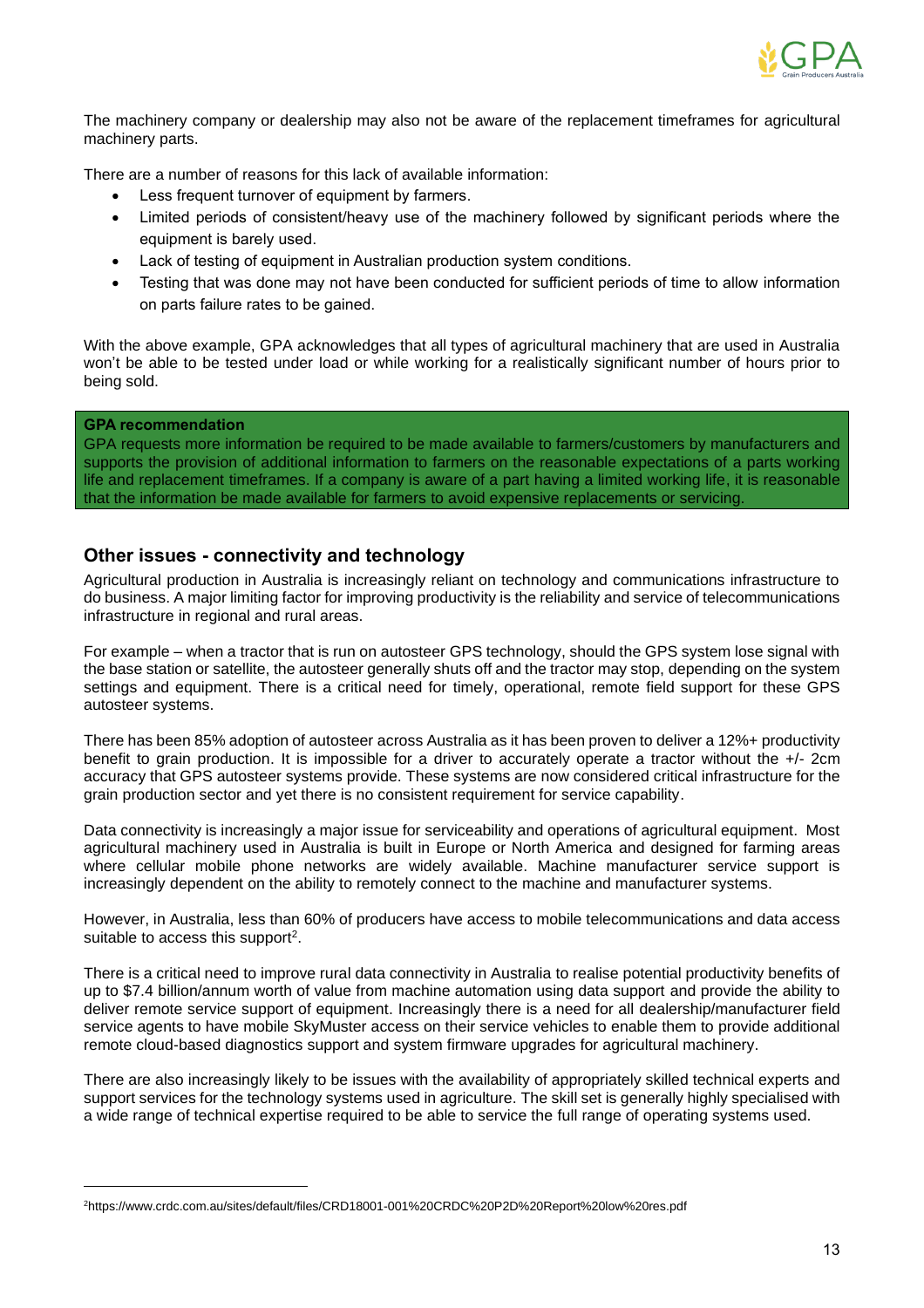The machinery company or dealership may also not be aware of the replacement timeframes for agricultural machinery parts.

There are a number of reasons for this lack of available information:

- Less frequent turnover of equipment by farmers.
- Limited periods of consistent/heavy use of the machinery followed by significant periods where the equipment is barely used.
- Lack of testing of equipment in Australian production system conditions.
- Testing that was done may not have been conducted for sufficient periods of time to allow information on parts failure rates to be gained.

With the above example, GPA acknowledges that all types of agricultural machinery that are used in Australia won't be able to be tested under load or while working for a realistically significant number of hours prior to being sold.

> **GPA recommendation**
> GPA requests more information be required to be made available to farmers/customers by manufacturers and supports the provision of additional information to farmers on the reasonable expectations of a parts working life and replacement timeframes. If a company is aware of a part having a limited working life, it is reasonable that the information be made available for farmers to avoid expensive replacements or servicing.

## Other issues - connectivity and technology

Agricultural production in Australia is increasingly reliant on technology and communications infrastructure to do business. A major limiting factor for improving productivity is the reliability and service of telecommunications infrastructure in regional and rural areas.

For example – when a tractor that is run on autosteer GPS technology, should the GPS system lose signal with the base station or satellite, the autosteer generally shuts off and the tractor may stop, depending on the system settings and equipment. There is a critical need for timely, operational, remote field support for these GPS autosteer systems.

There has been 85% adoption of autosteer across Australia as it has been proven to deliver a 12%+ productivity benefit to grain production. It is impossible for a driver to accurately operate a tractor without the +/- 2cm accuracy that GPS autosteer systems provide. These systems are now considered critical infrastructure for the grain production sector and yet there is no consistent requirement for service capability.

Data connectivity is increasingly a major issue for serviceability and operations of agricultural equipment. Most agricultural machinery used in Australia is built in Europe or North America and designed for farming areas where cellular mobile phone networks are widely available. Machine manufacturer service support is increasingly dependent on the ability to remotely connect to the machine and manufacturer systems.

However, in Australia, less than 60% of producers have access to mobile telecommunications and data access suitable to access this support[2].

There is a critical need to improve rural data connectivity in Australia to realise potential productivity benefits of up to $7.4 billion/annum worth of value from machine automation using data support and provide the ability to deliver remote service support of equipment. Increasingly there is a need for all dealership/manufacturer field service agents to have mobile SkyMuster access on their service vehicles to enable them to provide additional remote cloud-based diagnostics support and system firmware upgrades for agricultural machinery.

There are also increasingly likely to be issues with the availability of appropriately skilled technical experts and support services for the technology systems used in agriculture. The skill set is generally highly specialised with a wide range of technical expertise required to be able to service the full range of operating systems used.

---

[2] https://www.crdc.com.au/sites/default/files/CRD18001-001%20CRDC%20P2D%20Report%20low%20res.pdf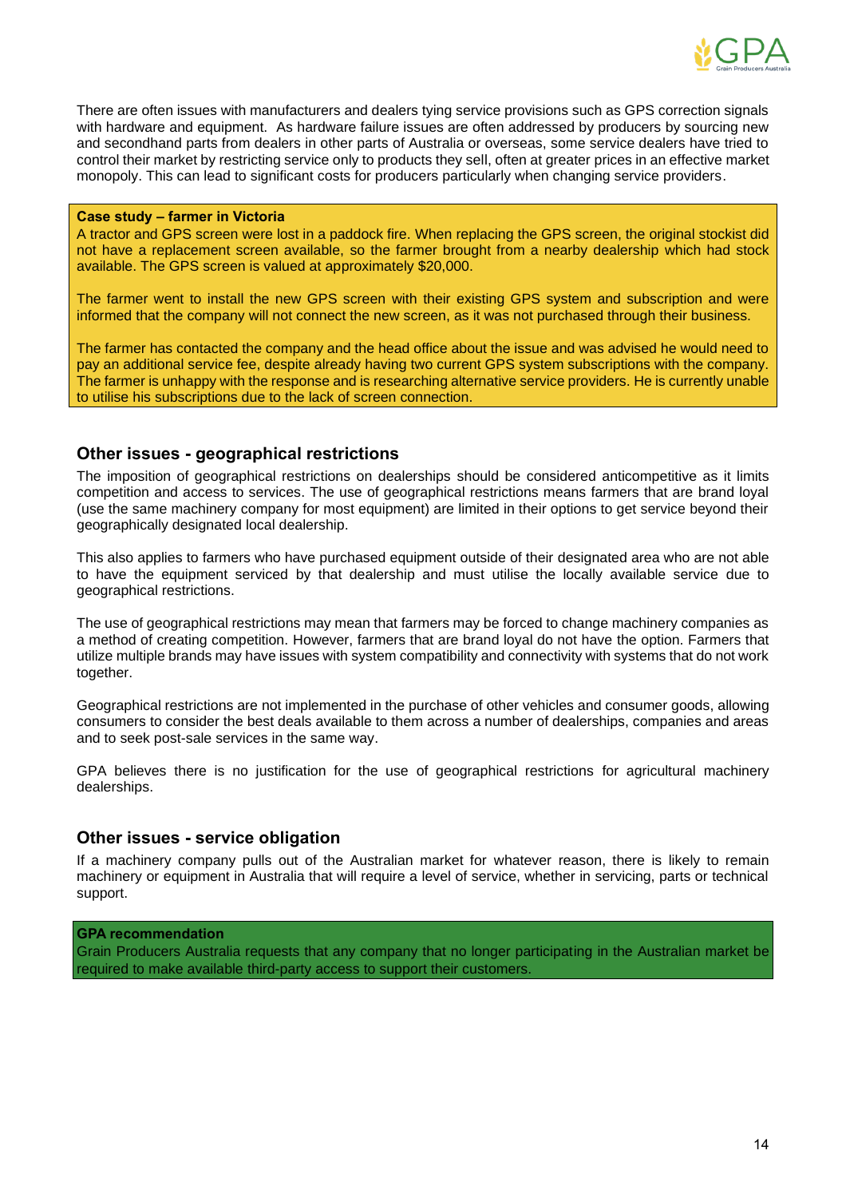There are often issues with manufacturers and dealers tying service provisions such as GPS correction signals with hardware and equipment. As hardware failure issues are often addressed by producers by sourcing new and secondhand parts from dealers in other parts of Australia or overseas, some service dealers have tried to control their market by restricting service only to products they sell, often at greater prices in an effective market monopoly. This can lead to significant costs for producers particularly when changing service providers.

**Case study – farmer in Victoria**

A tractor and GPS screen were lost in a paddock fire. When replacing the GPS screen, the original stockist did not have a replacement screen available, so the farmer brought from a nearby dealership which had stock available. The GPS screen is valued at approximately $20,000.

The farmer went to install the new GPS screen with their existing GPS system and subscription and were informed that the company will not connect the new screen, as it was not purchased through their business.

The farmer has contacted the company and the head office about the issue and was advised he would need to pay an additional service fee, despite already having two current GPS system subscriptions with the company. The farmer is unhappy with the response and is researching alternative service providers. He is currently unable to utilise his subscriptions due to the lack of screen connection.

## Other issues - geographical restrictions

The imposition of geographical restrictions on dealerships should be considered anticompetitive as it limits competition and access to services. The use of geographical restrictions means farmers that are brand loyal (use the same machinery company for most equipment) are limited in their options to get service beyond their geographically designated local dealership.

This also applies to farmers who have purchased equipment outside of their designated area who are not able to have the equipment serviced by that dealership and must utilise the locally available service due to geographical restrictions.

The use of geographical restrictions may mean that farmers may be forced to change machinery companies as a method of creating competition. However, farmers that are brand loyal do not have the option. Farmers that utilize multiple brands may have issues with system compatibility and connectivity with systems that do not work together.

Geographical restrictions are not implemented in the purchase of other vehicles and consumer goods, allowing consumers to consider the best deals available to them across a number of dealerships, companies and areas and to seek post-sale services in the same way.

GPA believes there is no justification for the use of geographical restrictions for agricultural machinery dealerships.

## Other issues - service obligation

If a machinery company pulls out of the Australian market for whatever reason, there is likely to remain machinery or equipment in Australia that will require a level of service, whether in servicing, parts or technical support.

**GPA recommendation**

Grain Producers Australia requests that any company that no longer participating in the Australian market be required to make available third-party access to support their customers.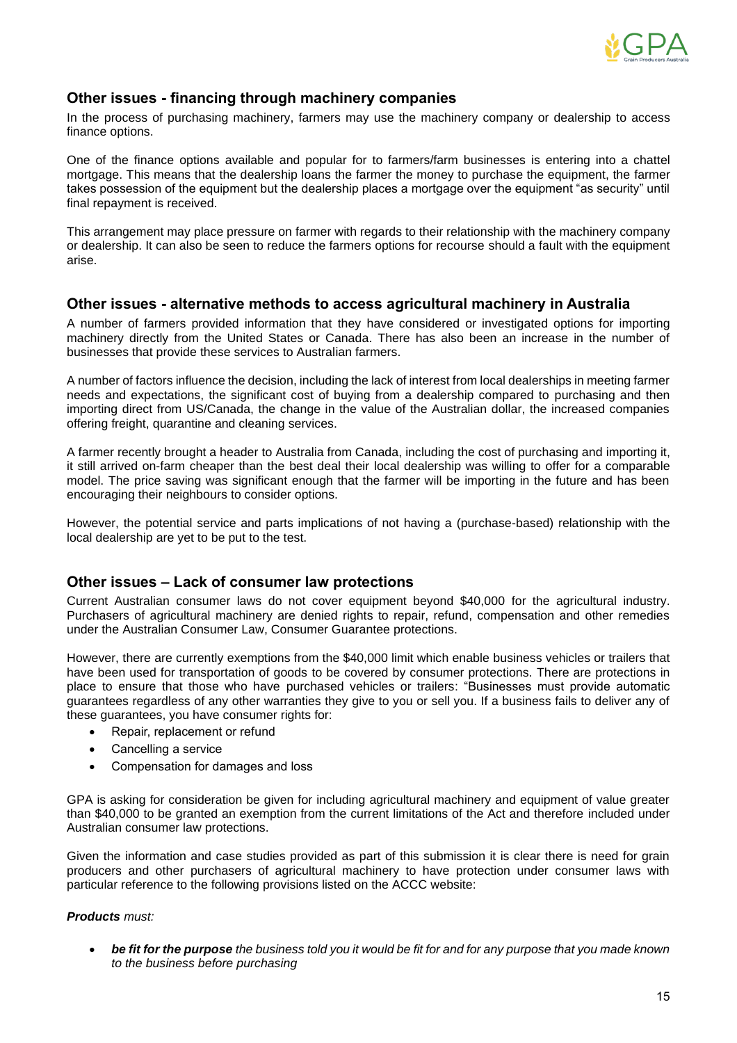## Other issues - financing through machinery companies

In the process of purchasing machinery, farmers may use the machinery company or dealership to access finance options.

One of the finance options available and popular for to farmers/farm businesses is entering into a chattel mortgage. This means that the dealership loans the farmer the money to purchase the equipment, the farmer takes possession of the equipment but the dealership places a mortgage over the equipment "as security" until final repayment is received.

This arrangement may place pressure on farmer with regards to their relationship with the machinery company or dealership. It can also be seen to reduce the farmers options for recourse should a fault with the equipment arise.

## Other issues - alternative methods to access agricultural machinery in Australia

A number of farmers provided information that they have considered or investigated options for importing machinery directly from the United States or Canada. There has also been an increase in the number of businesses that provide these services to Australian farmers.

A number of factors influence the decision, including the lack of interest from local dealerships in meeting farmer needs and expectations, the significant cost of buying from a dealership compared to purchasing and then importing direct from US/Canada, the change in the value of the Australian dollar, the increased companies offering freight, quarantine and cleaning services.

A farmer recently brought a header to Australia from Canada, including the cost of purchasing and importing it, it still arrived on-farm cheaper than the best deal their local dealership was willing to offer for a comparable model. The price saving was significant enough that the farmer will be importing in the future and has been encouraging their neighbours to consider options.

However, the potential service and parts implications of not having a (purchase-based) relationship with the local dealership are yet to be put to the test.

## Other issues – Lack of consumer law protections

Current Australian consumer laws do not cover equipment beyond $40,000 for the agricultural industry. Purchasers of agricultural machinery are denied rights to repair, refund, compensation and other remedies under the Australian Consumer Law, Consumer Guarantee protections.

However, there are currently exemptions from the $40,000 limit which enable business vehicles or trailers that have been used for transportation of goods to be covered by consumer protections. There are protections in place to ensure that those who have purchased vehicles or trailers: "Businesses must provide automatic guarantees regardless of any other warranties they give to you or sell you. If a business fails to deliver any of these guarantees, you have consumer rights for:

- Repair, replacement or refund
- Cancelling a service
- Compensation for damages and loss

GPA is asking for consideration be given for including agricultural machinery and equipment of value greater than $40,000 to be granted an exemption from the current limitations of the Act and therefore included under Australian consumer law protections.

Given the information and case studies provided as part of this submission it is clear there is need for grain producers and other purchasers of agricultural machinery to have protection under consumer laws with particular reference to the following provisions listed on the ACCC website:

***Products** must:*

- ***be fit for the purpose** the business told you it would be fit for and for any purpose that you made known to the business before purchasing*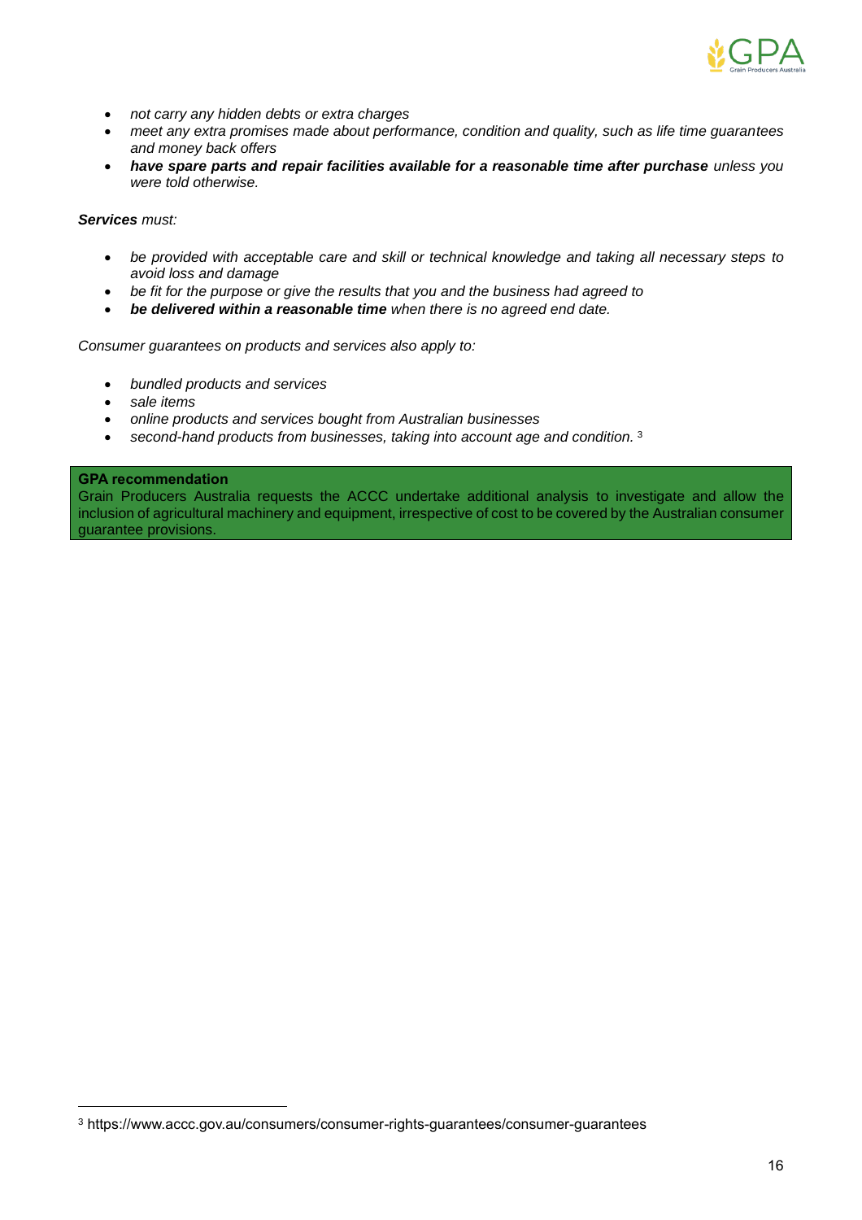- *not carry any hidden debts or extra charges*
- *meet any extra promises made about performance, condition and quality, such as life time guarantees and money back offers*
- ***have spare parts and repair facilities available for a reasonable time after purchase** unless you were told otherwise.*

***Services** must:*

- *be provided with acceptable care and skill or technical knowledge and taking all necessary steps to avoid loss and damage*
- *be fit for the purpose or give the results that you and the business had agreed to*
- ***be delivered within a reasonable time** when there is no agreed end date.*

*Consumer guarantees on products and services also apply to:*

- *bundled products and services*
- *sale items*
- *online products and services bought from Australian businesses*
- *second-hand products from businesses, taking into account age and condition.* [3]

**GPA recommendation**

Grain Producers Australia requests the ACCC undertake additional analysis to investigate and allow the inclusion of agricultural machinery and equipment, irrespective of cost to be covered by the Australian consumer guarantee provisions.

[3] https://www.accc.gov.au/consumers/consumer-rights-guarantees/consumer-guarantees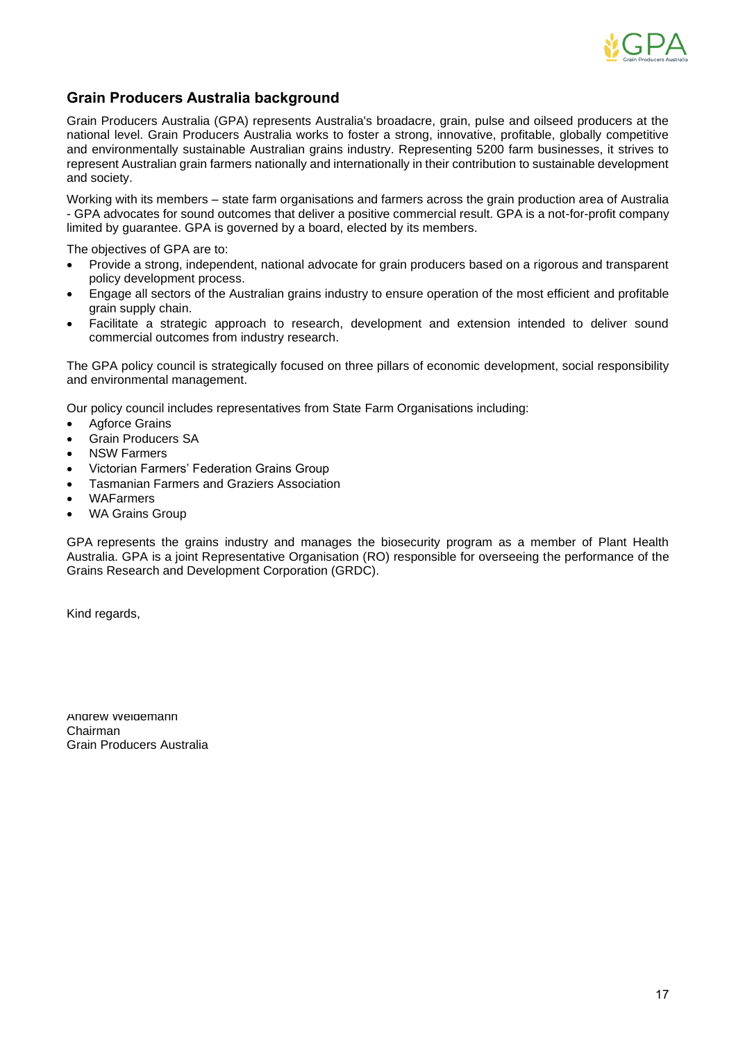## Grain Producers Australia background

Grain Producers Australia (GPA) represents Australia's broadacre, grain, pulse and oilseed producers at the national level. Grain Producers Australia works to foster a strong, innovative, profitable, globally competitive and environmentally sustainable Australian grains industry. Representing 5200 farm businesses, it strives to represent Australian grain farmers nationally and internationally in their contribution to sustainable development and society.

Working with its members – state farm organisations and farmers across the grain production area of Australia - GPA advocates for sound outcomes that deliver a positive commercial result. GPA is a not-for-profit company limited by guarantee. GPA is governed by a board, elected by its members.

The objectives of GPA are to:

- Provide a strong, independent, national advocate for grain producers based on a rigorous and transparent policy development process.
- Engage all sectors of the Australian grains industry to ensure operation of the most efficient and profitable grain supply chain.
- Facilitate a strategic approach to research, development and extension intended to deliver sound commercial outcomes from industry research.

The GPA policy council is strategically focused on three pillars of economic development, social responsibility and environmental management.

Our policy council includes representatives from State Farm Organisations including:

- Agforce Grains
- Grain Producers SA
- NSW Farmers
- Victorian Farmers' Federation Grains Group
- Tasmanian Farmers and Graziers Association
- WAFarmers
- WA Grains Group

GPA represents the grains industry and manages the biosecurity program as a member of Plant Health Australia. GPA is a joint Representative Organisation (RO) responsible for overseeing the performance of the Grains Research and Development Corporation (GRDC).

Kind regards,

Andrew Weidemann
Chairman
Grain Producers Australia